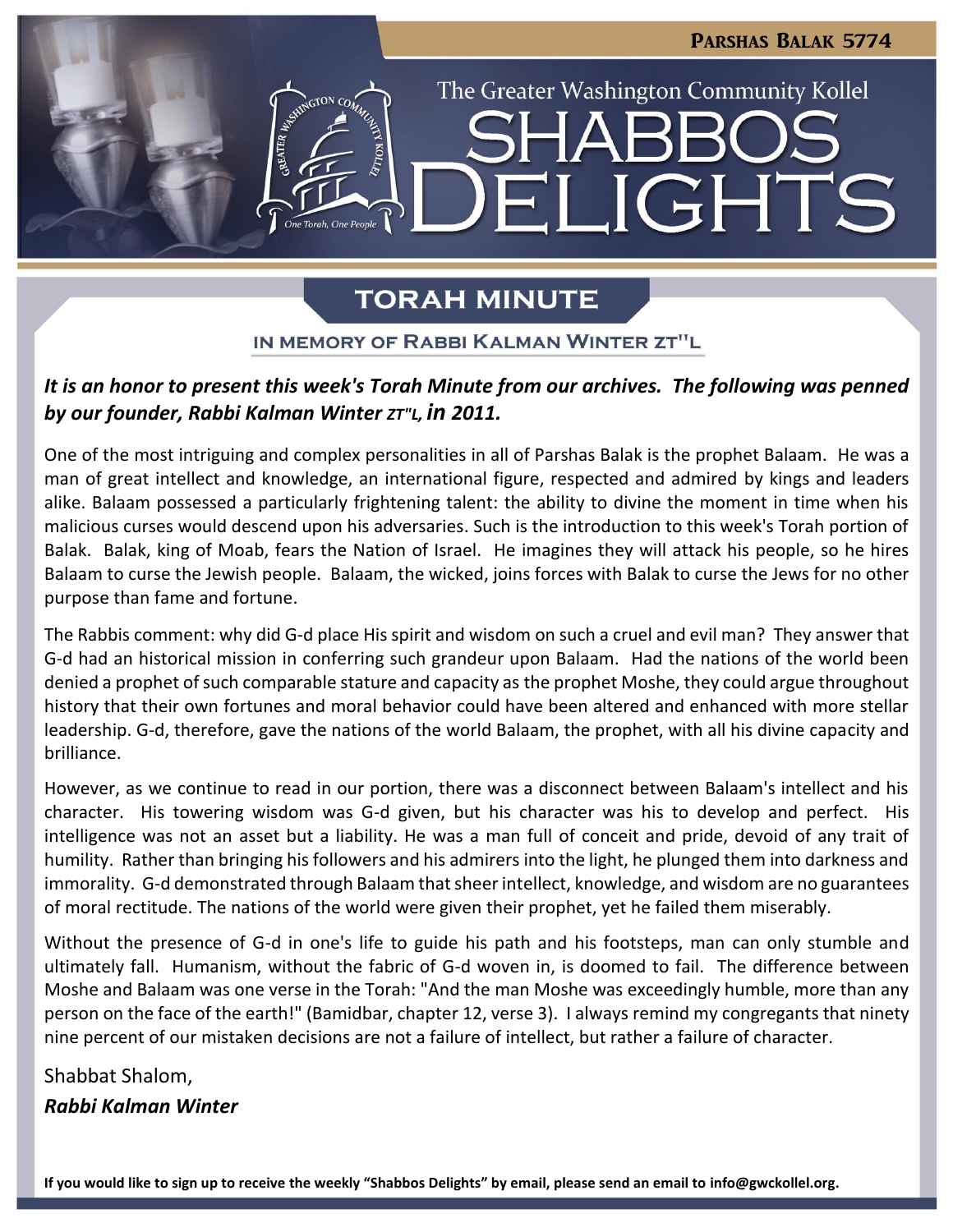**Parshas Balak 5774**

# The Greater Washington Community Kollel SHABBOS DELIGHTS

## TORAH MINUTE

### IN MEMORY OF RABBI KALMAN WINTER ZT"L

***It is an honor to present this week's Torah Minute from our archives. The following was penned by our founder, Rabbi Kalman Winter zt"l, in 2011.***

One of the most intriguing and complex personalities in all of Parshas Balak is the prophet Balaam. He was a man of great intellect and knowledge, an international figure, respected and admired by kings and leaders alike. Balaam possessed a particularly frightening talent: the ability to divine the moment in time when his malicious curses would descend upon his adversaries. Such is the introduction to this week's Torah portion of Balak. Balak, king of Moab, fears the Nation of Israel. He imagines they will attack his people, so he hires Balaam to curse the Jewish people. Balaam, the wicked, joins forces with Balak to curse the Jews for no other purpose than fame and fortune.

The Rabbis comment: why did G-d place His spirit and wisdom on such a cruel and evil man? They answer that G-d had an historical mission in conferring such grandeur upon Balaam. Had the nations of the world been denied a prophet of such comparable stature and capacity as the prophet Moshe, they could argue throughout history that their own fortunes and moral behavior could have been altered and enhanced with more stellar leadership. G-d, therefore, gave the nations of the world Balaam, the prophet, with all his divine capacity and brilliance.

However, as we continue to read in our portion, there was a disconnect between Balaam's intellect and his character. His towering wisdom was G-d given, but his character was his to develop and perfect. His intelligence was not an asset but a liability. He was a man full of conceit and pride, devoid of any trait of humility. Rather than bringing his followers and his admirers into the light, he plunged them into darkness and immorality. G-d demonstrated through Balaam that sheer intellect, knowledge, and wisdom are no guarantees of moral rectitude. The nations of the world were given their prophet, yet he failed them miserably.

Without the presence of G-d in one's life to guide his path and his footsteps, man can only stumble and ultimately fall. Humanism, without the fabric of G-d woven in, is doomed to fail. The difference between Moshe and Balaam was one verse in the Torah: "And the man Moshe was exceedingly humble, more than any person on the face of the earth!" (Bamidbar, chapter 12, verse 3). I always remind my congregants that ninety nine percent of our mistaken decisions are not a failure of intellect, but rather a failure of character.

Shabbat Shalom,

***Rabbi Kalman Winter***

**If you would like to sign up to receive the weekly "Shabbos Delights" by email, please send an email to info@gwckollel.org.**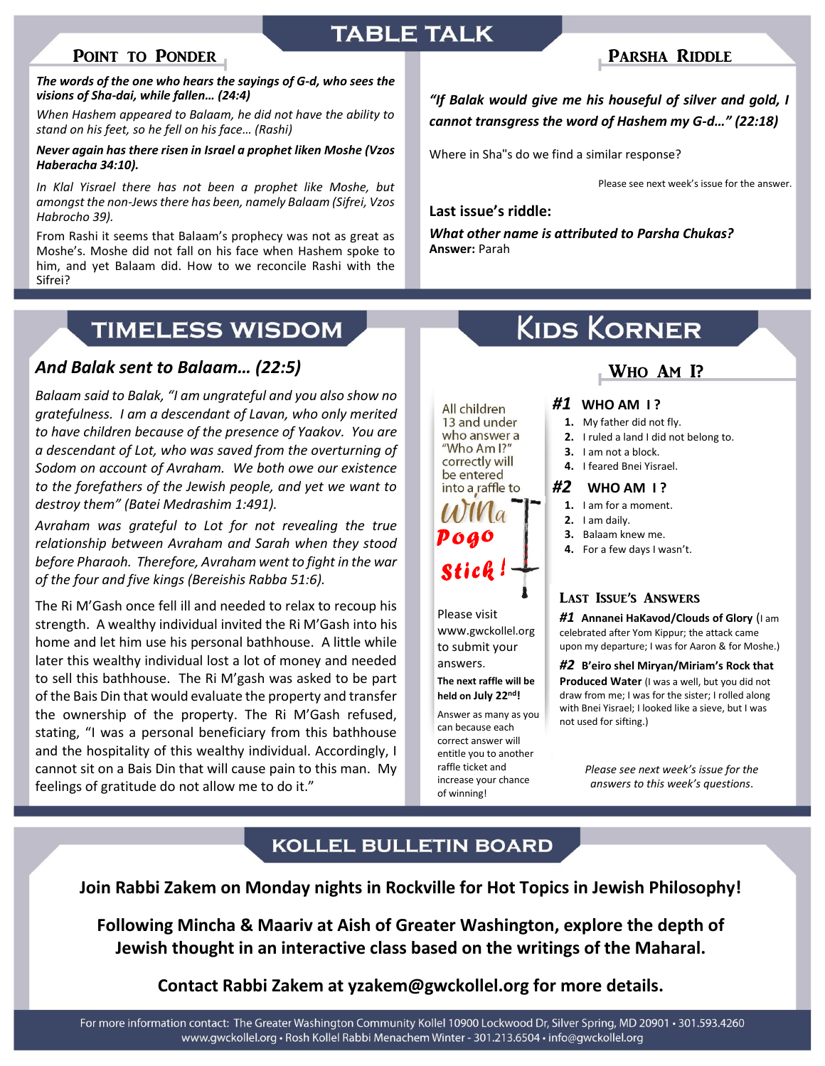# TABLE TALK

## Point to Ponder

***The words of the one who hears the sayings of G-d, who sees the visions of Sha-dai, while fallen… (24:4)***

*When Hashem appeared to Balaam, he did not have the ability to stand on his feet, so he fell on his face… (Rashi)*

***Never again has there risen in Israel a prophet liken Moshe (Vzos Haberacha 34:10).***

*In Klal Yisrael there has not been a prophet like Moshe, but amongst the non-Jews there has been, namely Balaam (Sifrei, Vzos Habrocho 39).*

From Rashi it seems that Balaam's prophecy was not as great as Moshe's. Moshe did not fall on his face when Hashem spoke to him, and yet Balaam did. How to we reconcile Rashi with the Sifrei?

## Parsha Riddle

***"If Balak would give me his houseful of silver and gold, I cannot transgress the word of Hashem my G-d…" (22:18)***

Where in Sha"s do we find a similar response?

Please see next week's issue for the answer.

**Last issue's riddle:**

***What other name is attributed to Parsha Chukas?***
**Answer:** Parah

# TIMELESS WISDOM

## *And Balak sent to Balaam… (22:5)*

*Balaam said to Balak, "I am ungrateful and you also show no gratefulness. I am a descendant of Lavan, who only merited to have children because of the presence of Yaakov. You are a descendant of Lot, who was saved from the overturning of Sodom on account of Avraham. We both owe our existence to the forefathers of the Jewish people, and yet we want to destroy them" (Batei Medrashim 1:491).*

*Avraham was grateful to Lot for not revealing the true relationship between Avraham and Sarah when they stood before Pharaoh. Therefore, Avraham went to fight in the war of the four and five kings (Bereishis Rabba 51:6).*

The Ri M'Gash once fell ill and needed to relax to recoup his strength. A wealthy individual invited the Ri M'Gash into his home and let him use his personal bathhouse. A little while later this wealthy individual lost a lot of money and needed to sell this bathhouse. The Ri M'gash was asked to be part of the Bais Din that would evaluate the property and transfer the ownership of the property. The Ri M'Gash refused, stating, "I was a personal beneficiary from this bathhouse and the hospitality of this wealthy individual. Accordingly, I cannot sit on a Bais Din that will cause pain to this man. My feelings of gratitude do not allow me to do it."

# KIDS KORNER

All children 13 and under who answer a "Who Am I?" correctly will be entered into a raffle to Win a Pogo Stick!

Please visit www.gwckollel.org to submit your answers.

**The next raffle will be held on July 22nd!**

Answer as many as you can because each correct answer will entitle you to another raffle ticket and increase your chance of winning!

## Who Am I?

### #1 WHO AM I ?

1. My father did not fly.
2. I ruled a land I did not belong to.
3. I am not a block.
4. I feared Bnei Yisrael.

### #2 WHO AM I ?

1. I am for a moment.
2. I am daily.
3. Balaam knew me.
4. For a few days I wasn't.

## Last Issue's Answers

***#1* Annanei HaKavod/Clouds of Glory** (I am celebrated after Yom Kippur; the attack came upon my departure; I was for Aaron & for Moshe.)

***#2* B'eiro shel Miryan/Miriam's Rock that Produced Water** (I was a well, but you did not draw from me; I was for the sister; I rolled along with Bnei Yisrael; I looked like a sieve, but I was not used for sifting.)

*Please see next week's issue for the answers to this week's questions.*

# KOLLEL BULLETIN BOARD

**Join Rabbi Zakem on Monday nights in Rockville for Hot Topics in Jewish Philosophy!**

**Following Mincha & Maariv at Aish of Greater Washington, explore the depth of Jewish thought in an interactive class based on the writings of the Maharal.**

**Contact Rabbi Zakem at yzakem@gwckollel.org for more details.**

For more information contact: The Greater Washington Community Kollel 10900 Lockwood Dr, Silver Spring, MD 20901 • 301.593.4260
www.gwckollel.org • Rosh Kollel Rabbi Menachem Winter - 301.213.6504 • info@gwckollel.org